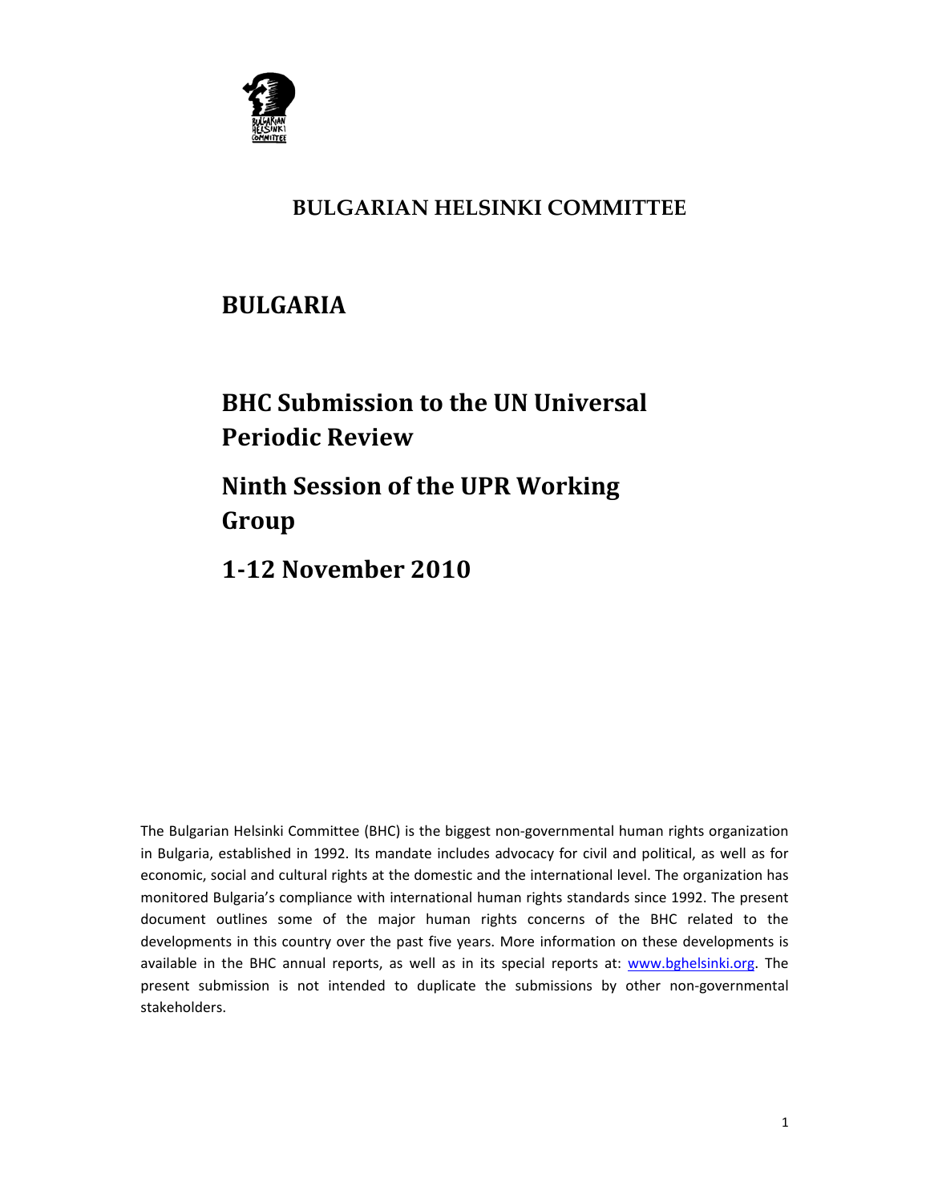**BULGARIAN HELSINKI COMMITTEE**

# BULGARIA

# BHC Submission to the UN Universal Periodic Review

# Ninth Session of the UPR Working Group

# 1-12 November 2010

The Bulgarian Helsinki Committee (BHC) is the biggest non-governmental human rights organization in Bulgaria, established in 1992. Its mandate includes advocacy for civil and political, as well as for economic, social and cultural rights at the domestic and the international level. The organization has monitored Bulgaria's compliance with international human rights standards since 1992. The present document outlines some of the major human rights concerns of the BHC related to the developments in this country over the past five years. More information on these developments is available in the BHC annual reports, as well as in its special reports at: www.bghelsinki.org. The present submission is not intended to duplicate the submissions by other non-governmental stakeholders.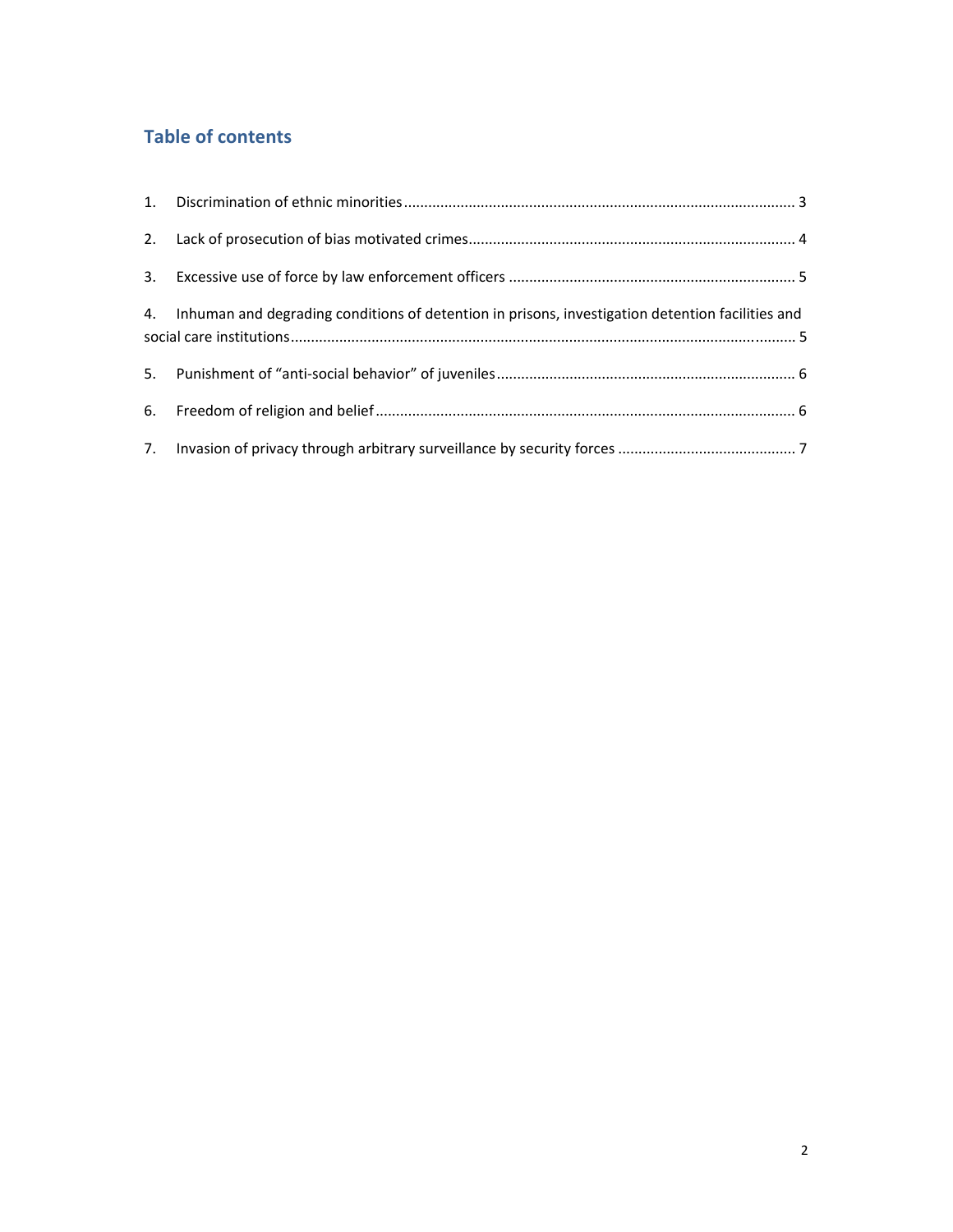## Table of contents

1. Discrimination of ethnic minorities ........................................................................................... 3
2. Lack of prosecution of bias motivated crimes.............................................................................. 4
3. Excessive use of force by law enforcement officers ..................................................................... 5
4. Inhuman and degrading conditions of detention in prisons, investigation detention facilities and social care institutions........................................................................................................................ 5
5. Punishment of “anti-social behavior” of juveniles......................................................................... 6
6. Freedom of religion and belief...................................................................................................... 6
7. Invasion of privacy through arbitrary surveillance by security forces ........................................... 7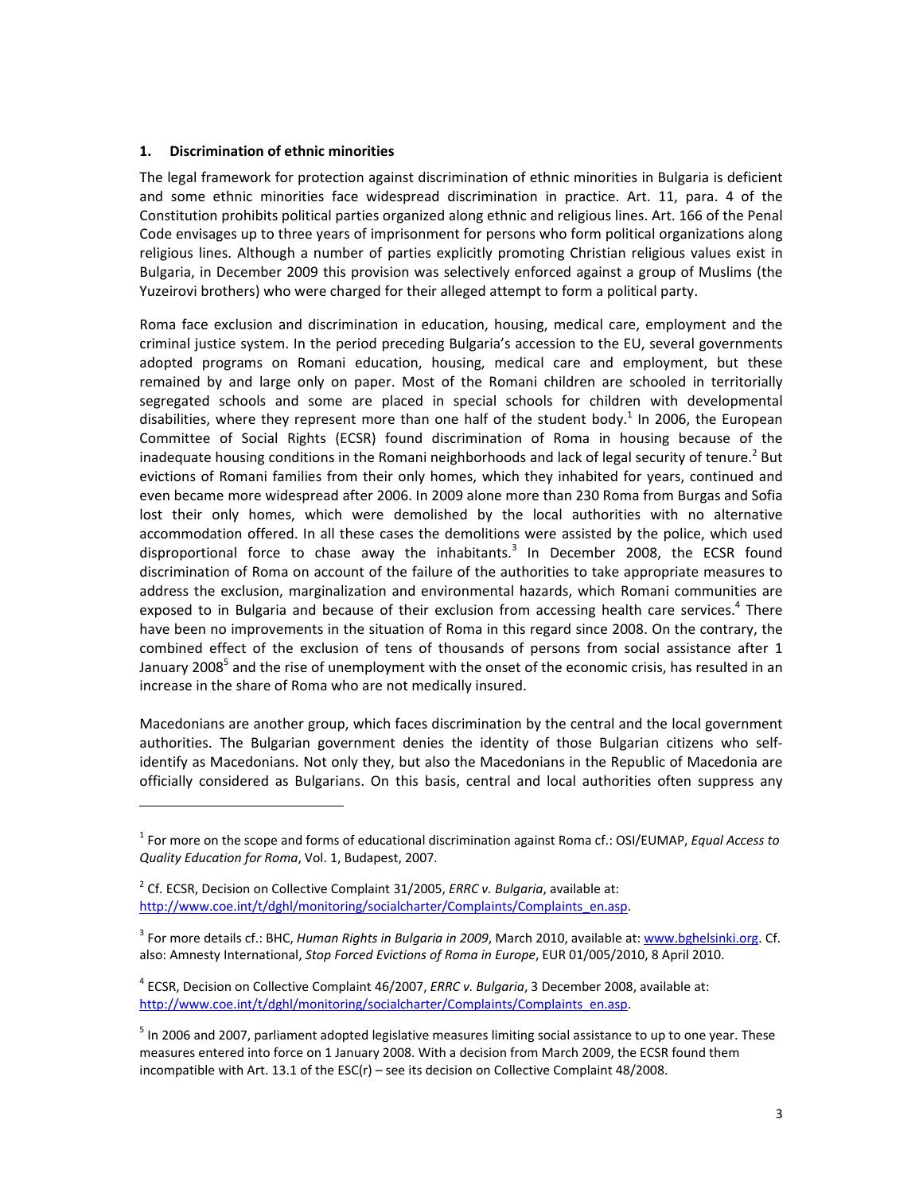## 1. Discrimination of ethnic minorities

The legal framework for protection against discrimination of ethnic minorities in Bulgaria is deficient and some ethnic minorities face widespread discrimination in practice. Art. 11, para. 4 of the Constitution prohibits political parties organized along ethnic and religious lines. Art. 166 of the Penal Code envisages up to three years of imprisonment for persons who form political organizations along religious lines. Although a number of parties explicitly promoting Christian religious values exist in Bulgaria, in December 2009 this provision was selectively enforced against a group of Muslims (the Yuzeirovi brothers) who were charged for their alleged attempt to form a political party.

Roma face exclusion and discrimination in education, housing, medical care, employment and the criminal justice system. In the period preceding Bulgaria's accession to the EU, several governments adopted programs on Romani education, housing, medical care and employment, but these remained by and large only on paper. Most of the Romani children are schooled in territorially segregated schools and some are placed in special schools for children with developmental disabilities, where they represent more than one half of the student body.[1] In 2006, the European Committee of Social Rights (ECSR) found discrimination of Roma in housing because of the inadequate housing conditions in the Romani neighborhoods and lack of legal security of tenure.[2] But evictions of Romani families from their only homes, which they inhabited for years, continued and even became more widespread after 2006. In 2009 alone more than 230 Roma from Burgas and Sofia lost their only homes, which were demolished by the local authorities with no alternative accommodation offered. In all these cases the demolitions were assisted by the police, which used disproportional force to chase away the inhabitants.[3] In December 2008, the ECSR found discrimination of Roma on account of the failure of the authorities to take appropriate measures to address the exclusion, marginalization and environmental hazards, which Romani communities are exposed to in Bulgaria and because of their exclusion from accessing health care services.[4] There have been no improvements in the situation of Roma in this regard since 2008. On the contrary, the combined effect of the exclusion of tens of thousands of persons from social assistance after 1 January 2008[5] and the rise of unemployment with the onset of the economic crisis, has resulted in an increase in the share of Roma who are not medically insured.

Macedonians are another group, which faces discrimination by the central and the local government authorities. The Bulgarian government denies the identity of those Bulgarian citizens who self-identify as Macedonians. Not only they, but also the Macedonians in the Republic of Macedonia are officially considered as Bulgarians. On this basis, central and local authorities often suppress any

---

[1] For more on the scope and forms of educational discrimination against Roma cf.: OSI/EUMAP, *Equal Access to Quality Education for Roma*, Vol. 1, Budapest, 2007.

[2] Cf. ECSR, Decision on Collective Complaint 31/2005, *ERRC v. Bulgaria*, available at: http://www.coe.int/t/dghl/monitoring/socialcharter/Complaints/Complaints_en.asp.

[3] For more details cf.: BHC, *Human Rights in Bulgaria in 2009*, March 2010, available at: www.bghelsinki.org. Cf. also: Amnesty International, *Stop Forced Evictions of Roma in Europe*, EUR 01/005/2010, 8 April 2010.

[4] ECSR, Decision on Collective Complaint 46/2007, *ERRC v. Bulgaria*, 3 December 2008, available at: http://www.coe.int/t/dghl/monitoring/socialcharter/Complaints/Complaints_en.asp.

[5] In 2006 and 2007, parliament adopted legislative measures limiting social assistance to up to one year. These measures entered into force on 1 January 2008. With a decision from March 2009, the ECSR found them incompatible with Art. 13.1 of the ESC(r) – see its decision on Collective Complaint 48/2008.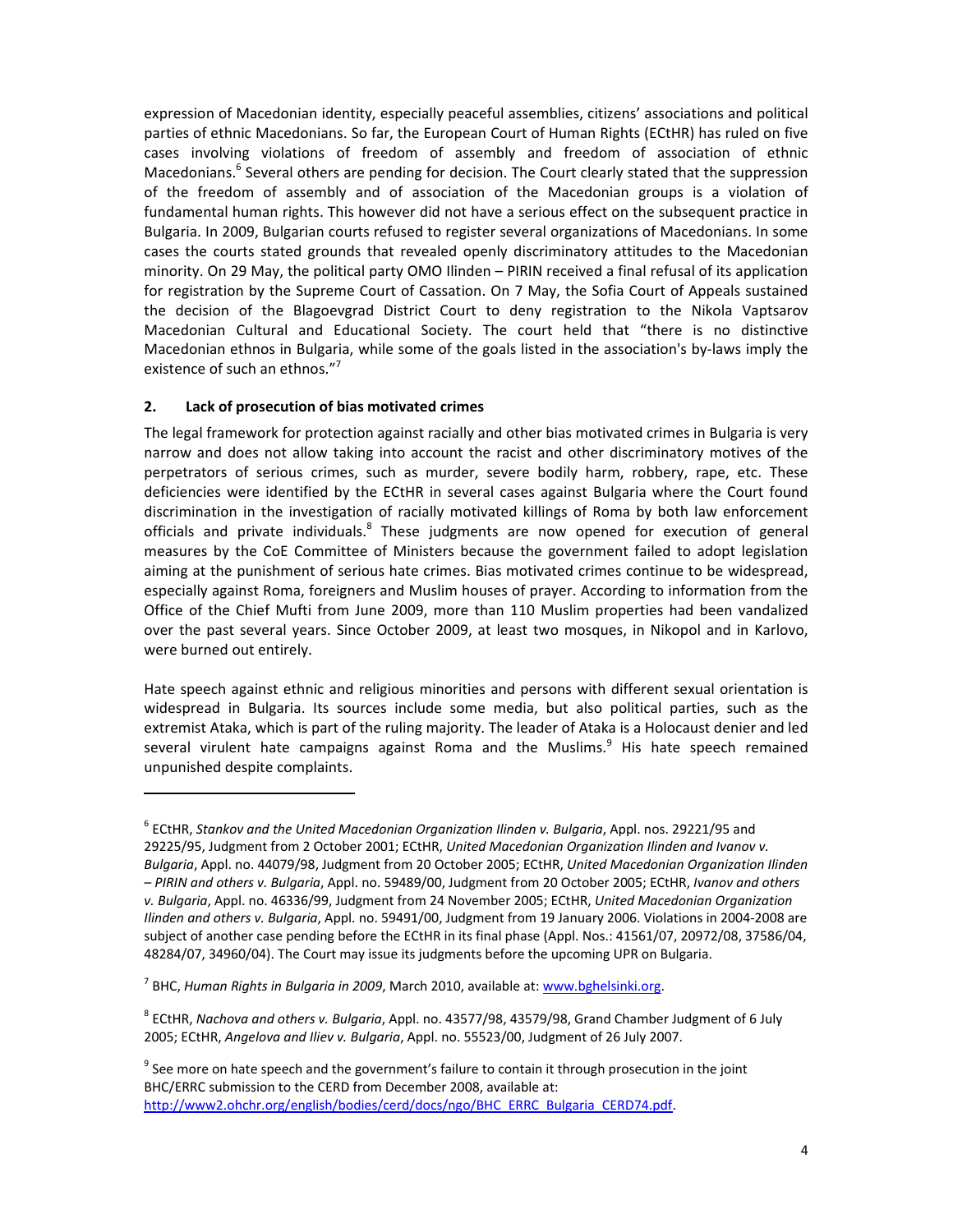expression of Macedonian identity, especially peaceful assemblies, citizens' associations and political parties of ethnic Macedonians. So far, the European Court of Human Rights (ECtHR) has ruled on five cases involving violations of freedom of assembly and freedom of association of ethnic Macedonians.[6] Several others are pending for decision. The Court clearly stated that the suppression of the freedom of assembly and of association of the Macedonian groups is a violation of fundamental human rights. This however did not have a serious effect on the subsequent practice in Bulgaria. In 2009, Bulgarian courts refused to register several organizations of Macedonians. In some cases the courts stated grounds that revealed openly discriminatory attitudes to the Macedonian minority. On 29 May, the political party OMO Ilinden – PIRIN received a final refusal of its application for registration by the Supreme Court of Cassation. On 7 May, the Sofia Court of Appeals sustained the decision of the Blagoevgrad District Court to deny registration to the Nikola Vaptsarov Macedonian Cultural and Educational Society. The court held that "there is no distinctive Macedonian ethnos in Bulgaria, while some of the goals listed in the association's by-laws imply the existence of such an ethnos."[7]

### 2. Lack of prosecution of bias motivated crimes

The legal framework for protection against racially and other bias motivated crimes in Bulgaria is very narrow and does not allow taking into account the racist and other discriminatory motives of the perpetrators of serious crimes, such as murder, severe bodily harm, robbery, rape, etc. These deficiencies were identified by the ECtHR in several cases against Bulgaria where the Court found discrimination in the investigation of racially motivated killings of Roma by both law enforcement officials and private individuals.[8] These judgments are now opened for execution of general measures by the CoE Committee of Ministers because the government failed to adopt legislation aiming at the punishment of serious hate crimes. Bias motivated crimes continue to be widespread, especially against Roma, foreigners and Muslim houses of prayer. According to information from the Office of the Chief Mufti from June 2009, more than 110 Muslim properties had been vandalized over the past several years. Since October 2009, at least two mosques, in Nikopol and in Karlovo, were burned out entirely.

Hate speech against ethnic and religious minorities and persons with different sexual orientation is widespread in Bulgaria. Its sources include some media, but also political parties, such as the extremist Ataka, which is part of the ruling majority. The leader of Ataka is a Holocaust denier and led several virulent hate campaigns against Roma and the Muslims.[9] His hate speech remained unpunished despite complaints.

---

[6] ECtHR, *Stankov and the United Macedonian Organization Ilinden v. Bulgaria*, Appl. nos. 29221/95 and 29225/95, Judgment from 2 October 2001; ECtHR, *United Macedonian Organization Ilinden and Ivanov v. Bulgaria*, Appl. no. 44079/98, Judgment from 20 October 2005; ECtHR, *United Macedonian Organization Ilinden – PIRIN and others v. Bulgaria*, Appl. no. 59489/00, Judgment from 20 October 2005; ECtHR, *Ivanov and others v. Bulgaria*, Appl. no. 46336/99, Judgment from 24 November 2005; ECtHR, *United Macedonian Organization Ilinden and others v. Bulgaria*, Appl. no. 59491/00, Judgment from 19 January 2006. Violations in 2004-2008 are subject of another case pending before the ECtHR in its final phase (Appl. Nos.: 41561/07, 20972/08, 37586/04, 48284/07, 34960/04). The Court may issue its judgments before the upcoming UPR on Bulgaria.

[7] BHC, *Human Rights in Bulgaria in 2009*, March 2010, available at: www.bghelsinki.org.

[8] ECtHR, *Nachova and others v. Bulgaria*, Appl. no. 43577/98, 43579/98, Grand Chamber Judgment of 6 July 2005; ECtHR, *Angelova and Iliev v. Bulgaria*, Appl. no. 55523/00, Judgment of 26 July 2007.

[9] See more on hate speech and the government's failure to contain it through prosecution in the joint BHC/ERRC submission to the CERD from December 2008, available at: http://www2.ohchr.org/english/bodies/cerd/docs/ngo/BHC_ERRC_Bulgaria_CERD74.pdf.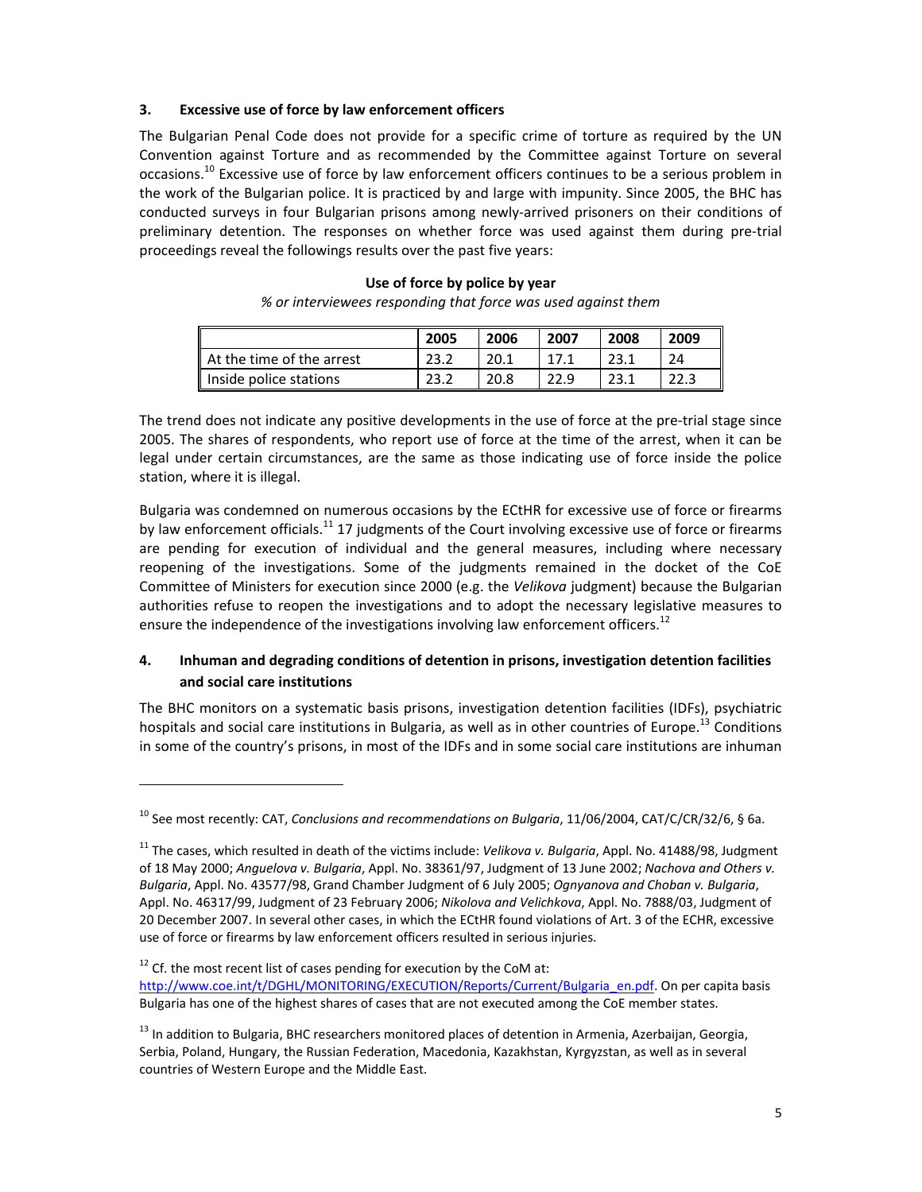### 3. Excessive use of force by law enforcement officers

The Bulgarian Penal Code does not provide for a specific crime of torture as required by the UN Convention against Torture and as recommended by the Committee against Torture on several occasions.[10] Excessive use of force by law enforcement officers continues to be a serious problem in the work of the Bulgarian police. It is practiced by and large with impunity. Since 2005, the BHC has conducted surveys in four Bulgarian prisons among newly-arrived prisoners on their conditions of preliminary detention. The responses on whether force was used against them during pre-trial proceedings reveal the followings results over the past five years:

**Use of force by police by year**

*% or interviewees responding that force was used against them*

| | 2005 | 2006 | 2007 | 2008 | 2009 |
|---|---|---|---|---|---|
| At the time of the arrest | 23.2 | 20.1 | 17.1 | 23.1 | 24 |
| Inside police stations | 23.2 | 20.8 | 22.9 | 23.1 | 22.3 |

The trend does not indicate any positive developments in the use of force at the pre-trial stage since 2005. The shares of respondents, who report use of force at the time of the arrest, when it can be legal under certain circumstances, are the same as those indicating use of force inside the police station, where it is illegal.

Bulgaria was condemned on numerous occasions by the ECtHR for excessive use of force or firearms by law enforcement officials.[11] 17 judgments of the Court involving excessive use of force or firearms are pending for execution of individual and the general measures, including where necessary reopening of the investigations. Some of the judgments remained in the docket of the CoE Committee of Ministers for execution since 2000 (e.g. the *Velikova* judgment) because the Bulgarian authorities refuse to reopen the investigations and to adopt the necessary legislative measures to ensure the independence of the investigations involving law enforcement officers.[12]

### 4. Inhuman and degrading conditions of detention in prisons, investigation detention facilities and social care institutions

The BHC monitors on a systematic basis prisons, investigation detention facilities (IDFs), psychiatric hospitals and social care institutions in Bulgaria, as well as in other countries of Europe.[13] Conditions in some of the country's prisons, in most of the IDFs and in some social care institutions are inhuman

---

[10] See most recently: CAT, *Conclusions and recommendations on Bulgaria*, 11/06/2004, CAT/C/CR/32/6, § 6a.

[11] The cases, which resulted in death of the victims include: *Velikova v. Bulgaria*, Appl. No. 41488/98, Judgment of 18 May 2000; *Anguelova v. Bulgaria*, Appl. No. 38361/97, Judgment of 13 June 2002; *Nachova and Others v. Bulgaria*, Appl. No. 43577/98, Grand Chamber Judgment of 6 July 2005; *Ognyanova and Choban v. Bulgaria*, Appl. No. 46317/99, Judgment of 23 February 2006; *Nikolova and Velichkova*, Appl. No. 7888/03, Judgment of 20 December 2007. In several other cases, in which the ECtHR found violations of Art. 3 of the ECHR, excessive use of force or firearms by law enforcement officers resulted in serious injuries.

[12] Cf. the most recent list of cases pending for execution by the CoM at: http://www.coe.int/t/DGHL/MONITORING/EXECUTION/Reports/Current/Bulgaria_en.pdf. On per capita basis Bulgaria has one of the highest shares of cases that are not executed among the CoE member states.

[13] In addition to Bulgaria, BHC researchers monitored places of detention in Armenia, Azerbaijan, Georgia, Serbia, Poland, Hungary, the Russian Federation, Macedonia, Kazakhstan, Kyrgyzstan, as well as in several countries of Western Europe and the Middle East.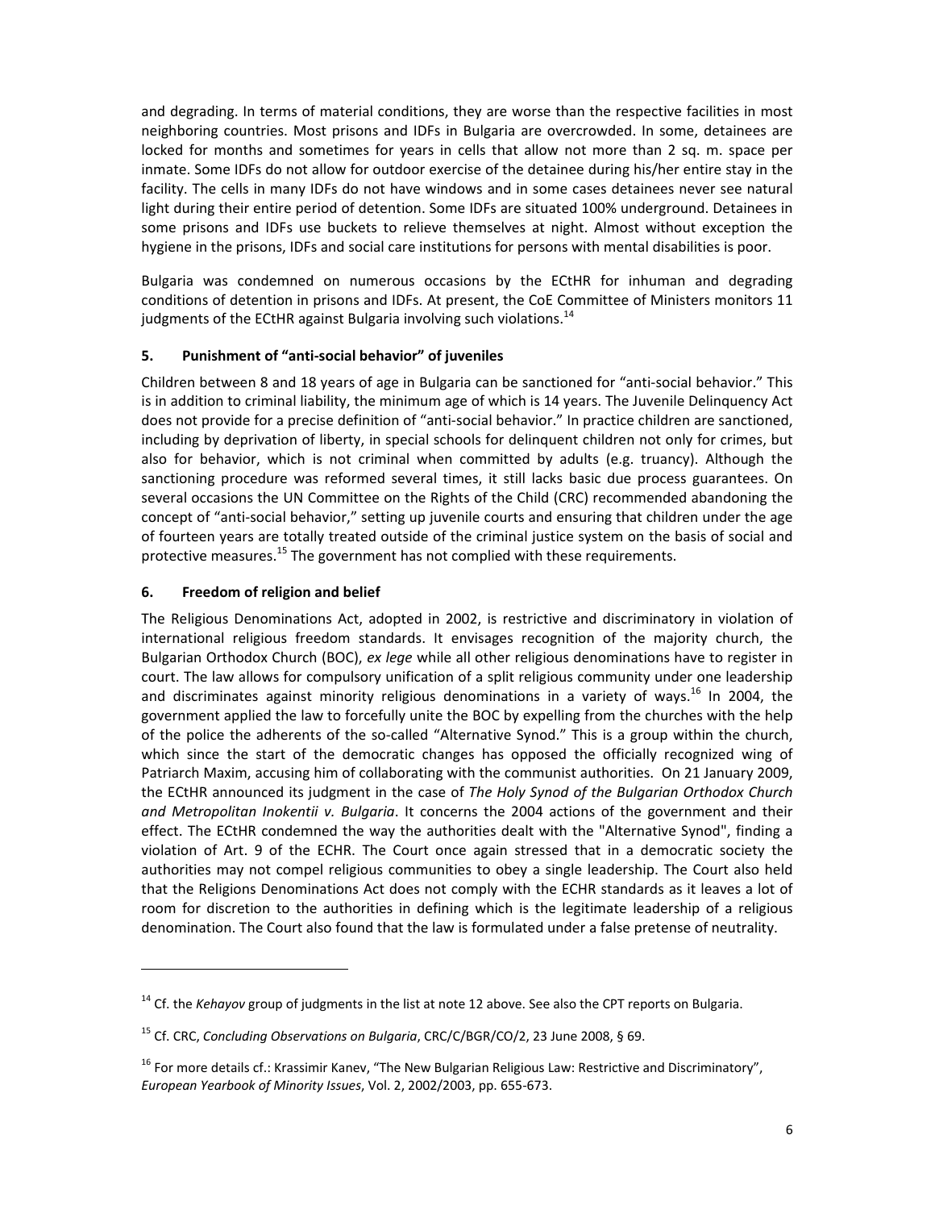and degrading. In terms of material conditions, they are worse than the respective facilities in most neighboring countries. Most prisons and IDFs in Bulgaria are overcrowded. In some, detainees are locked for months and sometimes for years in cells that allow not more than 2 sq. m. space per inmate. Some IDFs do not allow for outdoor exercise of the detainee during his/her entire stay in the facility. The cells in many IDFs do not have windows and in some cases detainees never see natural light during their entire period of detention. Some IDFs are situated 100% underground. Detainees in some prisons and IDFs use buckets to relieve themselves at night. Almost without exception the hygiene in the prisons, IDFs and social care institutions for persons with mental disabilities is poor.

Bulgaria was condemned on numerous occasions by the ECtHR for inhuman and degrading conditions of detention in prisons and IDFs. At present, the CoE Committee of Ministers monitors 11 judgments of the ECtHR against Bulgaria involving such violations.[14]

## 5. Punishment of "anti-social behavior" of juveniles

Children between 8 and 18 years of age in Bulgaria can be sanctioned for "anti-social behavior." This is in addition to criminal liability, the minimum age of which is 14 years. The Juvenile Delinquency Act does not provide for a precise definition of "anti-social behavior." In practice children are sanctioned, including by deprivation of liberty, in special schools for delinquent children not only for crimes, but also for behavior, which is not criminal when committed by adults (e.g. truancy). Although the sanctioning procedure was reformed several times, it still lacks basic due process guarantees. On several occasions the UN Committee on the Rights of the Child (CRC) recommended abandoning the concept of "anti-social behavior," setting up juvenile courts and ensuring that children under the age of fourteen years are totally treated outside of the criminal justice system on the basis of social and protective measures.[15] The government has not complied with these requirements.

## 6. Freedom of religion and belief

The Religious Denominations Act, adopted in 2002, is restrictive and discriminatory in violation of international religious freedom standards. It envisages recognition of the majority church, the Bulgarian Orthodox Church (BOC), *ex lege* while all other religious denominations have to register in court. The law allows for compulsory unification of a split religious community under one leadership and discriminates against minority religious denominations in a variety of ways.[16] In 2004, the government applied the law to forcefully unite the BOC by expelling from the churches with the help of the police the adherents of the so-called "Alternative Synod." This is a group within the church, which since the start of the democratic changes has opposed the officially recognized wing of Patriarch Maxim, accusing him of collaborating with the communist authorities. On 21 January 2009, the ECtHR announced its judgment in the case of *The Holy Synod of the Bulgarian Orthodox Church and Metropolitan Inokentii v. Bulgaria*. It concerns the 2004 actions of the government and their effect. The ECtHR condemned the way the authorities dealt with the "Alternative Synod", finding a violation of Art. 9 of the ECHR. The Court once again stressed that in a democratic society the authorities may not compel religious communities to obey a single leadership. The Court also held that the Religions Denominations Act does not comply with the ECHR standards as it leaves a lot of room for discretion to the authorities in defining which is the legitimate leadership of a religious denomination. The Court also found that the law is formulated under a false pretense of neutrality.

---

[14] Cf. the *Kehayov* group of judgments in the list at note 12 above. See also the CPT reports on Bulgaria.

[15] Cf. CRC, *Concluding Observations on Bulgaria*, CRC/C/BGR/CO/2, 23 June 2008, § 69.

[16] For more details cf.: Krassimir Kanev, "The New Bulgarian Religious Law: Restrictive and Discriminatory", *European Yearbook of Minority Issues*, Vol. 2, 2002/2003, pp. 655-673.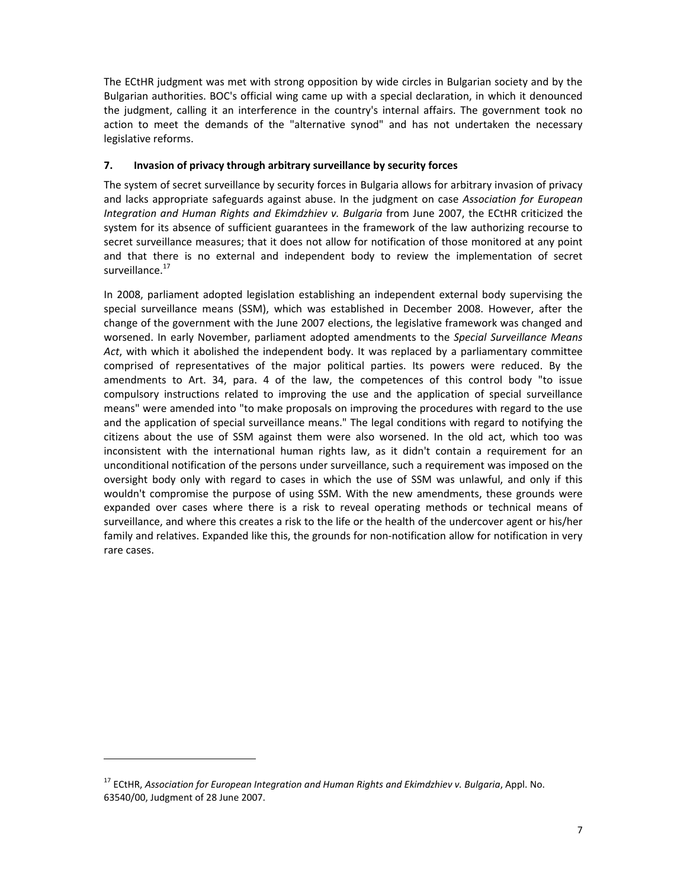The ECtHR judgment was met with strong opposition by wide circles in Bulgarian society and by the Bulgarian authorities. BOC's official wing came up with a special declaration, in which it denounced the judgment, calling it an interference in the country's internal affairs. The government took no action to meet the demands of the "alternative synod" and has not undertaken the necessary legislative reforms.

## 7. Invasion of privacy through arbitrary surveillance by security forces

The system of secret surveillance by security forces in Bulgaria allows for arbitrary invasion of privacy and lacks appropriate safeguards against abuse. In the judgment on case *Association for European Integration and Human Rights and Ekimdzhiev v. Bulgaria* from June 2007, the ECtHR criticized the system for its absence of sufficient guarantees in the framework of the law authorizing recourse to secret surveillance measures; that it does not allow for notification of those monitored at any point and that there is no external and independent body to review the implementation of secret surveillance.[17]

In 2008, parliament adopted legislation establishing an independent external body supervising the special surveillance means (SSM), which was established in December 2008. However, after the change of the government with the June 2007 elections, the legislative framework was changed and worsened. In early November, parliament adopted amendments to the *Special Surveillance Means Act*, with which it abolished the independent body. It was replaced by a parliamentary committee comprised of representatives of the major political parties. Its powers were reduced. By the amendments to Art. 34, para. 4 of the law, the competences of this control body "to issue compulsory instructions related to improving the use and the application of special surveillance means" were amended into "to make proposals on improving the procedures with regard to the use and the application of special surveillance means." The legal conditions with regard to notifying the citizens about the use of SSM against them were also worsened. In the old act, which too was inconsistent with the international human rights law, as it didn't contain a requirement for an unconditional notification of the persons under surveillance, such a requirement was imposed on the oversight body only with regard to cases in which the use of SSM was unlawful, and only if this wouldn't compromise the purpose of using SSM. With the new amendments, these grounds were expanded over cases where there is a risk to reveal operating methods or technical means of surveillance, and where this creates a risk to the life or the health of the undercover agent or his/her family and relatives. Expanded like this, the grounds for non-notification allow for notification in very rare cases.

---

[17] ECtHR, *Association for European Integration and Human Rights and Ekimdzhiev v. Bulgaria*, Appl. No. 63540/00, Judgment of 28 June 2007.